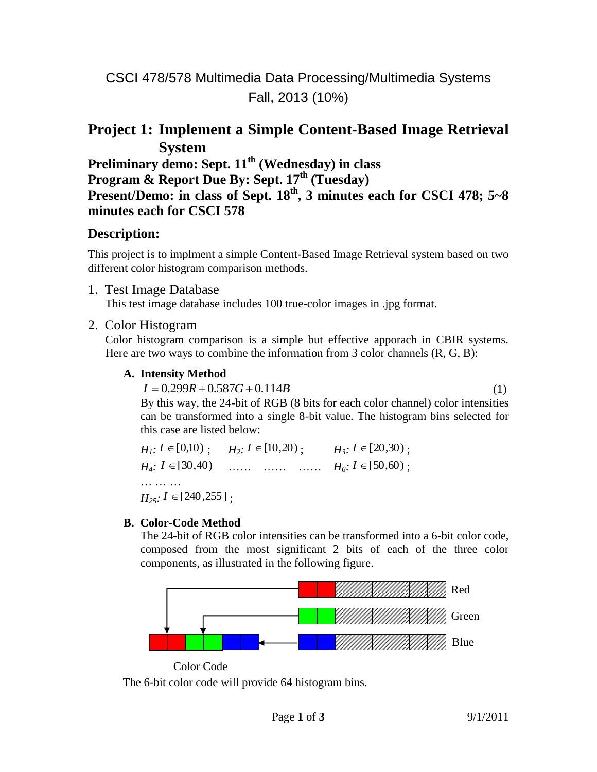CSCI 478/578 Multimedia Data Processing/Multimedia Systems
Fall, 2013 (10%)

# Project 1: Implement a Simple Content-Based Image Retrieval System

**Preliminary demo: Sept. 11th (Wednesday) in class**
**Program & Report Due By: Sept. 17th (Tuesday)**
**Present/Demo: in class of Sept. 18th, 3 minutes each for CSCI 478; 5~8 minutes each for CSCI 578**

## Description:

This project is to implment a simple Content-Based Image Retrieval system based on two different color histogram comparison methods.

1. Test Image Database
   This test image database includes 100 true-color images in .jpg format.

2. Color Histogram
   Color histogram comparison is a simple but effective apporach in CBIR systems. Here are two ways to combine the information from 3 color channels (R, G, B):

   **A. Intensity Method**

   $$I = 0.299R + 0.587G + 0.114B \quad (1)$$

   By this way, the 24-bit of RGB (8 bits for each color channel) color intensities can be transformed into a single 8-bit value. The histogram bins selected for this case are listed below:

   $H_1$: $I \in [0,10)$ ; $H_2$: $I \in [10,20)$ ; $H_3$: $I \in [20,30)$ ;
   $H_4$: $I \in [30,40)$ …… …… …… $H_6$: $I \in [50,60)$ ;
   … … …
   $H_{25}$: $I \in [240,255]$ ;

   **B. Color-Code Method**

   The 24-bit of RGB color intensities can be transformed into a 6-bit color code, composed from the most significant 2 bits of each of the three color components, as illustrated in the following figure.

   Red
   Green
   Blue

   Color Code

   The 6-bit color code will provide 64 histogram bins.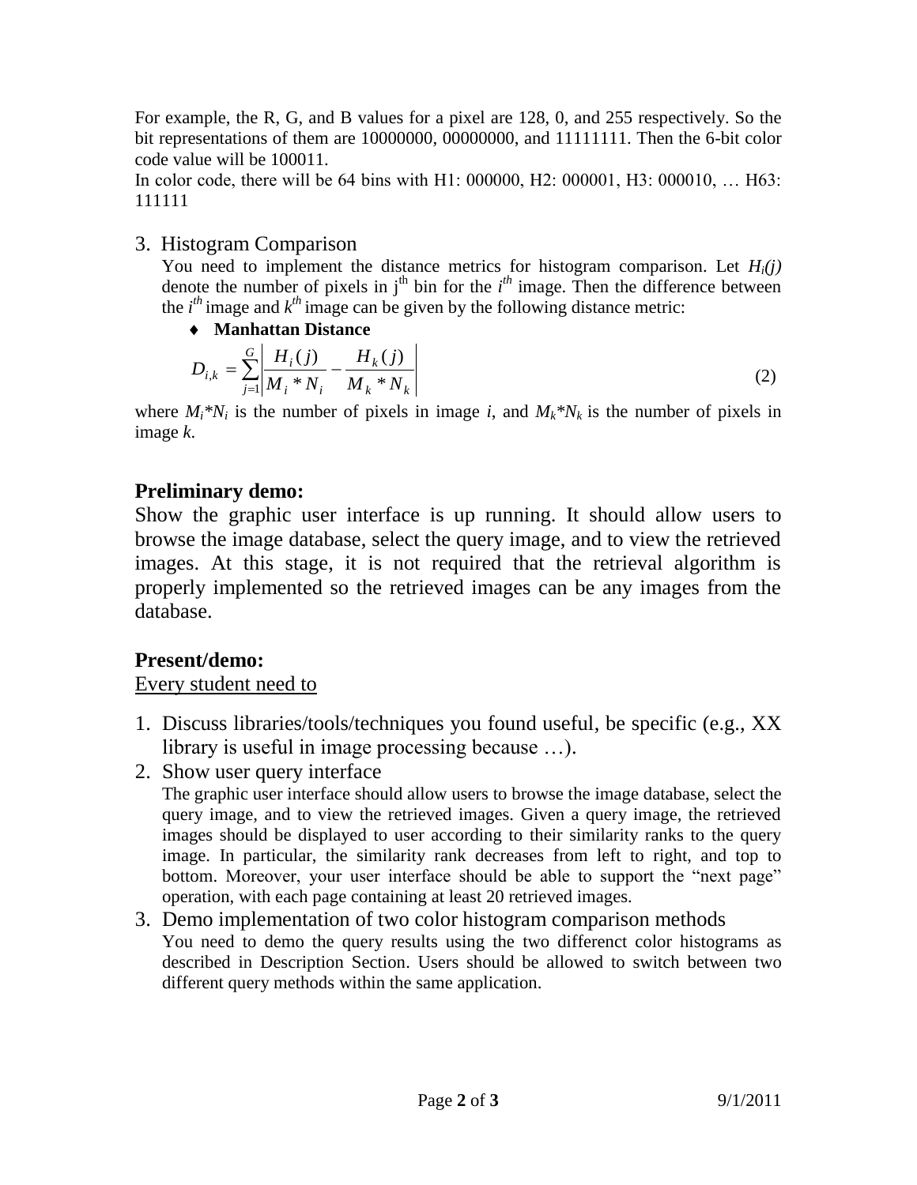For example, the R, G, and B values for a pixel are 128, 0, and 255 respectively. So the bit representations of them are 10000000, 00000000, and 11111111. Then the 6-bit color code value will be 100011.

In color code, there will be 64 bins with H1: 000000, H2: 000001, H3: 000010, … H63: 111111

3. Histogram Comparison

   You need to implement the distance metrics for histogram comparison. Let $H_i(j)$ denote the number of pixels in $j^{th}$ bin for the $i^{th}$ image. Then the difference between the $i^{th}$ image and $k^{th}$ image can be given by the following distance metric:

   - **Manhattan Distance**

$$D_{i,k} = \sum_{j=1}^{G} \left| \frac{H_i(j)}{M_i * N_i} - \frac{H_k(j)}{M_k * N_k} \right| \qquad (2)$$

where $M_i * N_i$ is the number of pixels in image *i*, and $M_k * N_k$ is the number of pixels in image *k*.

**Preliminary demo:**

Show the graphic user interface is up running. It should allow users to browse the image database, select the query image, and to view the retrieved images. At this stage, it is not required that the retrieval algorithm is properly implemented so the retrieved images can be any images from the database.

**Present/demo:**

Every student need to

1. Discuss libraries/tools/techniques you found useful, be specific (e.g., XX library is useful in image processing because …).
2. Show user query interface

   The graphic user interface should allow users to browse the image database, select the query image, and to view the retrieved images. Given a query image, the retrieved images should be displayed to user according to their similarity ranks to the query image. In particular, the similarity rank decreases from left to right, and top to bottom. Moreover, your user interface should be able to support the "next page" operation, with each page containing at least 20 retrieved images.
3. Demo implementation of two color histogram comparison methods

   You need to demo the query results using the two differenct color histograms as described in Description Section. Users should be allowed to switch between two different query methods within the same application.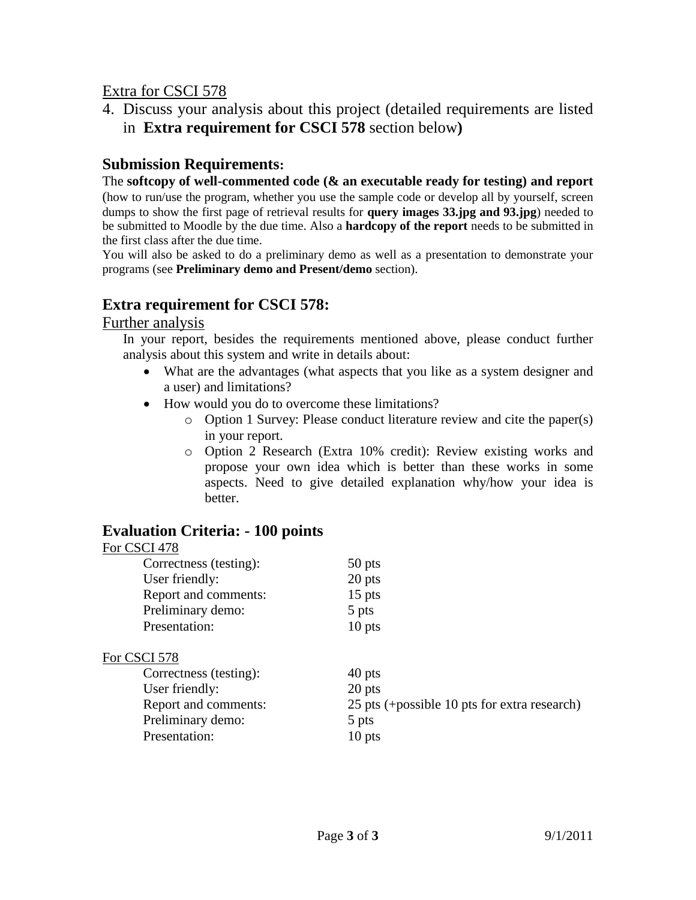Extra for CSCI 578

4. Discuss your analysis about this project (detailed requirements are listed in **Extra requirement for CSCI 578** section below**)**

## Submission Requirements:

The **softcopy of well-commented code (& an executable ready for testing) and report** (how to run/use the program, whether you use the sample code or develop all by yourself, screen dumps to show the first page of retrieval results for **query images 33.jpg and 93.jpg**) needed to be submitted to Moodle by the due time. Also a **hardcopy of the report** needs to be submitted in the first class after the due time.

You will also be asked to do a preliminary demo as well as a presentation to demonstrate your programs (see **Preliminary demo and Present/demo** section).

## Extra requirement for CSCI 578:

Further analysis

In your report, besides the requirements mentioned above, please conduct further analysis about this system and write in details about:

- What are the advantages (what aspects that you like as a system designer and a user) and limitations?
- How would you do to overcome these limitations?
  - Option 1 Survey: Please conduct literature review and cite the paper(s) in your report.
  - Option 2 Research (Extra 10% credit): Review existing works and propose your own idea which is better than these works in some aspects. Need to give detailed explanation why/how your idea is better.

## Evaluation Criteria: - 100 points

For CSCI 478

| | |
|---|---|
| Correctness (testing): | 50 pts |
| User friendly: | 20 pts |
| Report and comments: | 15 pts |
| Preliminary demo: | 5 pts |
| Presentation: | 10 pts |

For CSCI 578

| | |
|---|---|
| Correctness (testing): | 40 pts |
| User friendly: | 20 pts |
| Report and comments: | 25 pts (+possible 10 pts for extra research) |
| Preliminary demo: | 5 pts |
| Presentation: | 10 pts |